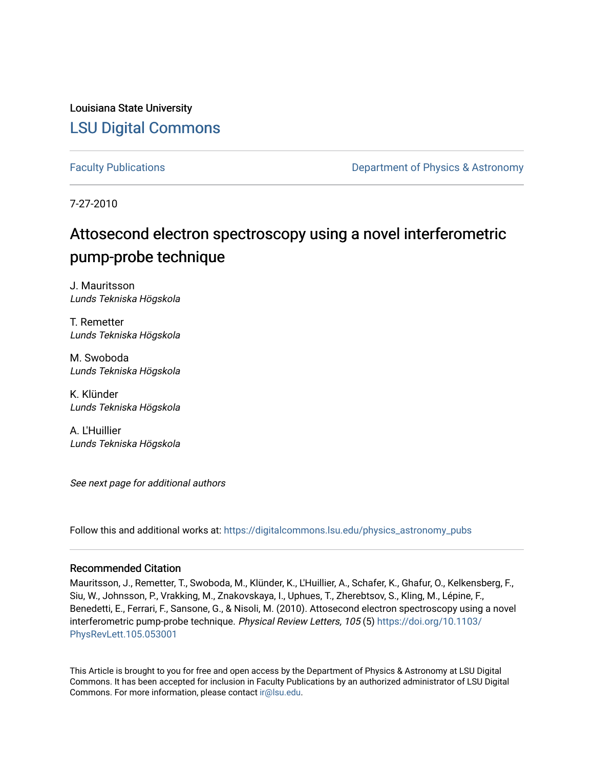Louisiana State University

## LSU Digital Commons

Faculty Publications | Department of Physics & Astronomy

7-27-2010

# Attosecond electron spectroscopy using a novel interferometric pump-probe technique

J. Mauritsson
*Lunds Tekniska Högskola*

T. Remetter
*Lunds Tekniska Högskola*

M. Swoboda
*Lunds Tekniska Högskola*

K. Klünder
*Lunds Tekniska Högskola*

A. L'Huillier
*Lunds Tekniska Högskola*

*See next page for additional authors*

Follow this and additional works at: https://digitalcommons.lsu.edu/physics_astronomy_pubs

### Recommended Citation

Mauritsson, J., Remetter, T., Swoboda, M., Klünder, K., L'Huillier, A., Schafer, K., Ghafur, O., Kelkensberg, F., Siu, W., Johnsson, P., Vrakking, M., Znakovskaya, I., Uphues, T., Zherebtsov, S., Kling, M., Lépine, F., Benedetti, E., Ferrari, F., Sansone, G., & Nisoli, M. (2010). Attosecond electron spectroscopy using a novel interferometric pump-probe technique. *Physical Review Letters, 105* (5) https://doi.org/10.1103/PhysRevLett.105.053001

This Article is brought to you for free and open access by the Department of Physics & Astronomy at LSU Digital Commons. It has been accepted for inclusion in Faculty Publications by an authorized administrator of LSU Digital Commons. For more information, please contact ir@lsu.edu.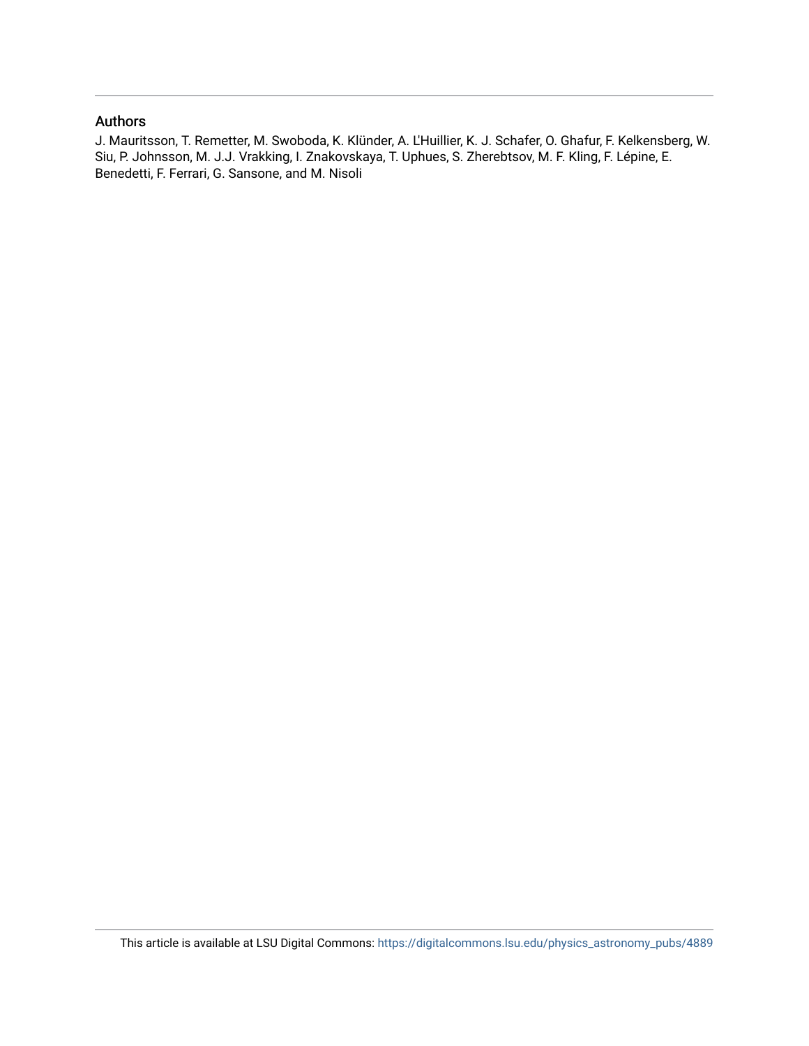## Authors

J. Mauritsson, T. Remetter, M. Swoboda, K. Klünder, A. L'Huillier, K. J. Schafer, O. Ghafur, F. Kelkensberg, W. Siu, P. Johnsson, M. J.J. Vrakking, I. Znakovskaya, T. Uphues, S. Zherebtsov, M. F. Kling, F. Lépine, E. Benedetti, F. Ferrari, G. Sansone, and M. Nisoli

This article is available at LSU Digital Commons: https://digitalcommons.lsu.edu/physics_astronomy_pubs/4889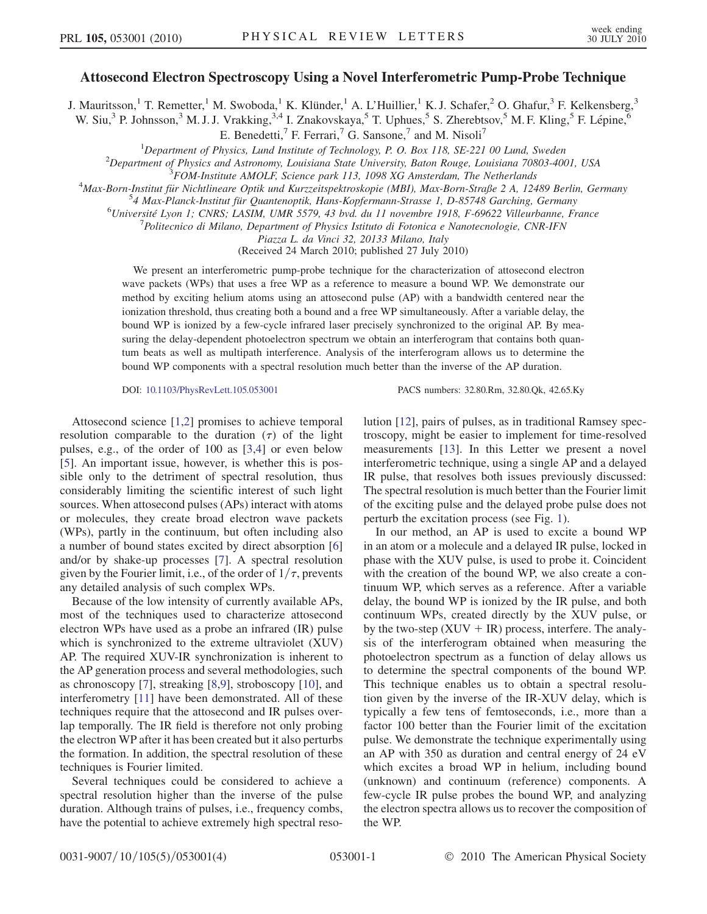# Attosecond Electron Spectroscopy Using a Novel Interferometric Pump-Probe Technique

J. Mauritsson,[1] T. Remetter,[1] M. Swoboda,[1] K. Klünder,[1] A. L'Huillier,[1] K. J. Schafer,[2] O. Ghafur,[3] F. Kelkensberg,[3] W. Siu,[3] P. Johnsson,[3] M. J. J. Vrakking,[3,4] I. Znakovskaya,[5] T. Uphues,[5] S. Zherebtsov,[5] M. F. Kling,[5] F. Lépine,[6] E. Benedetti,[7] F. Ferrari,[7] G. Sansone,[7] and M. Nisoli[7]

[1]*Department of Physics, Lund Institute of Technology, P. O. Box 118, SE-221 00 Lund, Sweden*
[2]*Department of Physics and Astronomy, Louisiana State University, Baton Rouge, Louisiana 70803-4001, USA*
[3]*FOM-Institute AMOLF, Science park 113, 1098 XG Amsterdam, The Netherlands*
[4]*Max-Born-Institut für Nichtlineare Optik und Kurzzeitspektroskopie (MBI), Max-Born-Straße 2 A, 12489 Berlin, Germany*
[5]*4 Max-Planck-Institut für Quantenoptik, Hans-Kopfermann-Strasse 1, D-85748 Garching, Germany*
[6]*Université Lyon 1; CNRS; LASIM, UMR 5579, 43 bvd. du 11 novembre 1918, F-69622 Villeurbanne, France*
[7]*Politecnico di Milano, Department of Physics Istituto di Fotonica e Nanotecnologie, CNR-IFN Piazza L. da Vinci 32, 20133 Milano, Italy*

(Received 24 March 2010; published 27 July 2010)

We present an interferometric pump-probe technique for the characterization of attosecond electron wave packets (WPs) that uses a free WP as a reference to measure a bound WP. We demonstrate our method by exciting helium atoms using an attosecond pulse (AP) with a bandwidth centered near the ionization threshold, thus creating both a bound and a free WP simultaneously. After a variable delay, the bound WP is ionized by a few-cycle infrared laser precisely synchronized to the original AP. By measuring the delay-dependent photoelectron spectrum we obtain an interferogram that contains both quantum beats as well as multipath interference. Analysis of the interferogram allows us to determine the bound WP components with a spectral resolution much better than the inverse of the AP duration.

DOI: 10.1103/PhysRevLett.105.053001 PACS numbers: 32.80.Rm, 32.80.Qk, 42.65.Ky

Attosecond science [1,2] promises to achieve temporal resolution comparable to the duration ($\tau$) of the light pulses, e.g., of the order of 100 as [3,4] or even below [5]. An important issue, however, is whether this is possible only to the detriment of spectral resolution, thus considerably limiting the scientific interest of such light sources. When attosecond pulses (APs) interact with atoms or molecules, they create broad electron wave packets (WPs), partly in the continuum, but often including also a number of bound states excited by direct absorption [6] and/or by shake-up processes [7]. A spectral resolution given by the Fourier limit, i.e., of the order of $1/\tau$, prevents any detailed analysis of such complex WPs.

Because of the low intensity of currently available APs, most of the techniques used to characterize attosecond electron WPs have used as a probe an infrared (IR) pulse which is synchronized to the extreme ultraviolet (XUV) AP. The required XUV-IR synchronization is inherent to the AP generation process and several methodologies, such as chronoscopy [7], streaking [8,9], stroboscopy [10], and interferometry [11] have been demonstrated. All of these techniques require that the attosecond and IR pulses overlap temporally. The IR field is therefore not only probing the electron WP after it has been created but it also perturbs the formation. In addition, the spectral resolution of these techniques is Fourier limited.

Several techniques could be considered to achieve a spectral resolution higher than the inverse of the pulse duration. Although trains of pulses, i.e., frequency combs, have the potential to achieve extremely high spectral resolution [12], pairs of pulses, as in traditional Ramsey spectroscopy, might be easier to implement for time-resolved measurements [13]. In this Letter we present a novel interferometric technique, using a single AP and a delayed IR pulse, that resolves both issues previously discussed: The spectral resolution is much better than the Fourier limit of the exciting pulse and the delayed probe pulse does not perturb the excitation process (see Fig. 1).

In our method, an AP is used to excite a bound WP in an atom or a molecule and a delayed IR pulse, locked in phase with the XUV pulse, is used to probe it. Coincident with the creation of the bound WP, we also create a continuum WP, which serves as a reference. After a variable delay, the bound WP is ionized by the IR pulse, and both continuum WPs, created directly by the XUV pulse, or by the two-step (XUV + IR) process, interfere. The analysis of the interferogram obtained when measuring the photoelectron spectrum as a function of delay allows us to determine the spectral components of the bound WP. This technique enables us to obtain a spectral resolution given by the inverse of the IR-XUV delay, which is typically a few tens of femtoseconds, i.e., more than a factor 100 better than the Fourier limit of the excitation pulse. We demonstrate the technique experimentally using an AP with 350 as duration and central energy of 24 eV which excites a broad WP in helium, including bound (unknown) and continuum (reference) components. A few-cycle IR pulse probes the bound WP, and analyzing the electron spectra allows us to recover the composition of the WP.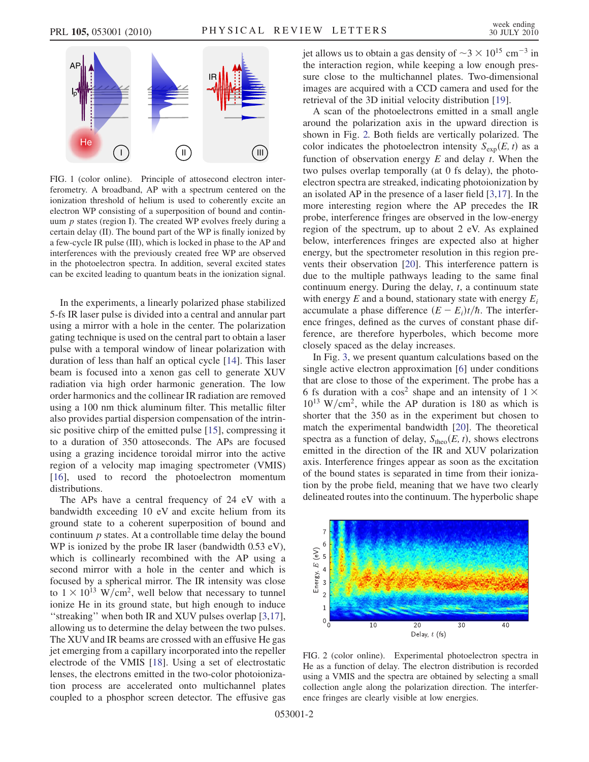FIG. 1 (color online). Principle of attosecond electron interferometry. A broadband, AP with a spectrum centered on the ionization threshold of helium is used to coherently excite an electron WP consisting of a superposition of bound and continuum $p$ states (region I). The created WP evolves freely during a certain delay (II). The bound part of the WP is finally ionized by a few-cycle IR pulse (III), which is locked in phase to the AP and interferences with the previously created free WP are observed in the photoelectron spectra. In addition, several excited states can be excited leading to quantum beats in the ionization signal.

In the experiments, a linearly polarized phase stabilized 5-fs IR laser pulse is divided into a central and annular part using a mirror with a hole in the center. The polarization gating technique is used on the central part to obtain a laser pulse with a temporal window of linear polarization with duration of less than half an optical cycle [14]. This laser beam is focused into a xenon gas cell to generate XUV radiation via high order harmonic generation. The low order harmonics and the collinear IR radiation are removed using a 100 nm thick aluminum filter. This metallic filter also provides partial dispersion compensation of the intrinsic positive chirp of the emitted pulse [15], compressing it to a duration of 350 attoseconds. The APs are focused using a grazing incidence toroidal mirror into the active region of a velocity map imaging spectrometer (VMIS) [16], used to record the photoelectron momentum distributions.

The APs have a central frequency of 24 eV with a bandwidth exceeding 10 eV and excite helium from its ground state to a coherent superposition of bound and continuum $p$ states. At a controllable time delay the bound WP is ionized by the probe IR laser (bandwidth 0.53 eV), which is collinearly recombined with the AP using a second mirror with a hole in the center and which is focused by a spherical mirror. The IR intensity was close to $1 \times 10^{13}$ W/cm$^2$, well below that necessary to tunnel ionize He in its ground state, but high enough to induce "streaking" when both IR and XUV pulses overlap [3,17], allowing us to determine the delay between the two pulses. The XUV and IR beams are crossed with an effusive He gas jet emerging from a capillary incorporated into the repeller electrode of the VMIS [18]. Using a set of electrostatic lenses, the electrons emitted in the two-color photoionization process are accelerated onto multichannel plates coupled to a phosphor screen detector. The effusive gas jet allows us to obtain a gas density of $\sim 3 \times 10^{15}$ cm$^{-3}$ in the interaction region, while keeping a low enough pressure close to the multichannel plates. Two-dimensional images are acquired with a CCD camera and used for the retrieval of the 3D initial velocity distribution [19].

A scan of the photoelectrons emitted in a small angle around the polarization axis in the upward direction is shown in Fig. 2. Both fields are vertically polarized. The color indicates the photoelectron intensity $S_{\text{exp}}(E, t)$ as a function of observation energy $E$ and delay $t$. When the two pulses overlap temporally (at 0 fs delay), the photoelectron spectra are streaked, indicating photoionization by an isolated AP in the presence of a laser field [3,17]. In the more interesting region where the AP precedes the IR probe, interference fringes are observed in the low-energy region of the spectrum, up to about 2 eV. As explained below, interferences fringes are expected also at higher energy, but the spectrometer resolution in this region prevents their observation [20]. This interference pattern is due to the multiple pathways leading to the same final continuum energy. During the delay, $t$, a continuum state with energy $E$ and a bound, stationary state with energy $E_i$ accumulate a phase difference $(E - E_i)t/\hbar$. The interference fringes, defined as the curves of constant phase difference, are therefore hyperboles, which become more closely spaced as the delay increases.

In Fig. 3, we present quantum calculations based on the single active electron approximation [6] under conditions that are close to those of the experiment. The probe has a 6 fs duration with a $\cos^2$ shape and an intensity of $1 \times 10^{13}$ W/cm$^2$, while the AP duration is 180 as which is shorter that the 350 as in the experiment but chosen to match the experimental bandwidth [20]. The theoretical spectra as a function of delay, $S_{\text{theo}}(E, t)$, shows electrons emitted in the direction of the IR and XUV polarization axis. Interference fringes appear as soon as the excitation of the bound states is separated in time from their ionization by the probe field, meaning that we have two clearly delineated routes into the continuum. The hyperbolic shape

FIG. 2 (color online). Experimental photoelectron spectra in He as a function of delay. The electron distribution is recorded using a VMIS and the spectra are obtained by selecting a small collection angle along the polarization direction. The interference fringes are clearly visible at low energies.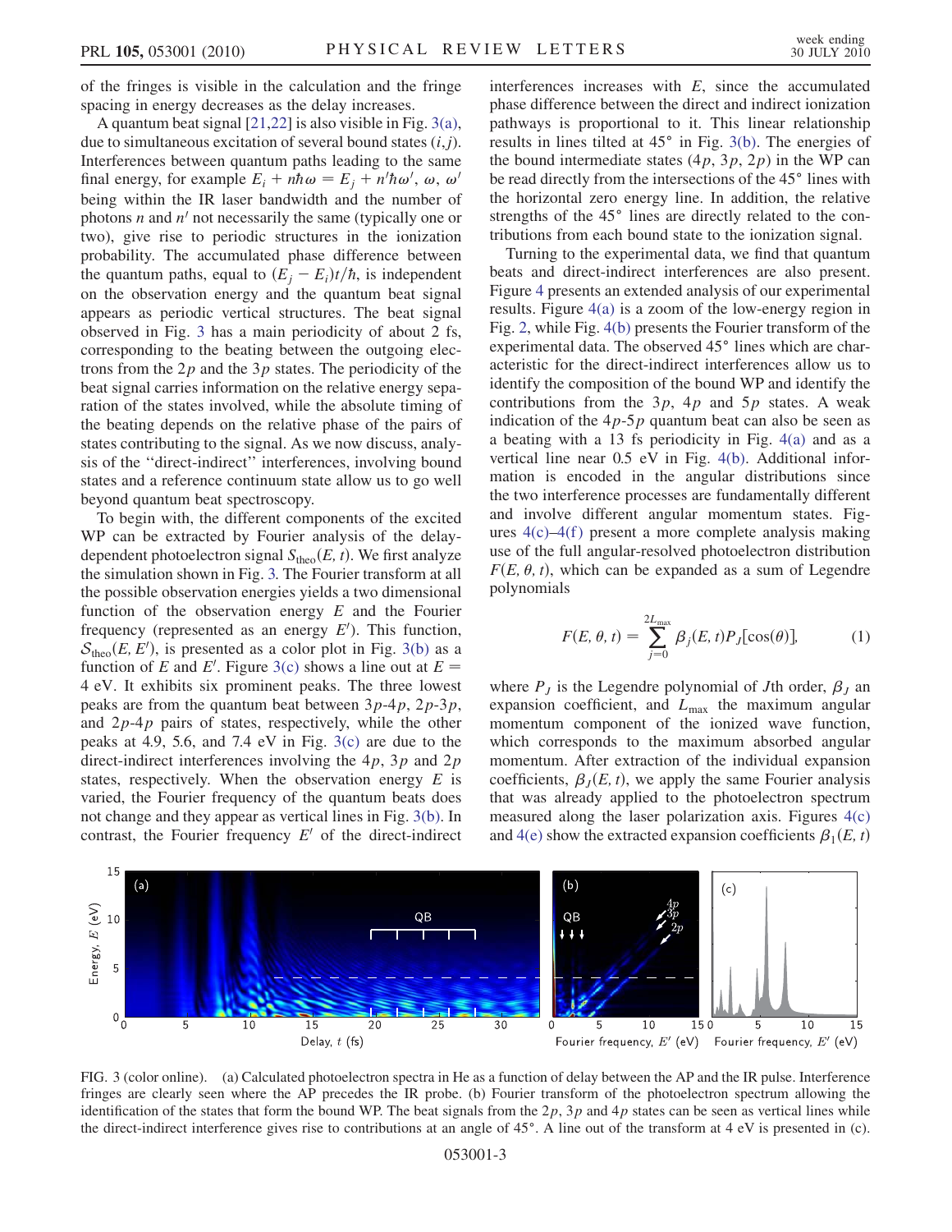of the fringes is visible in the calculation and the fringe spacing in energy decreases as the delay increases.

A quantum beat signal [21,22] is also visible in Fig. 3(a), due to simultaneous excitation of several bound states $(i, j)$. Interferences between quantum paths leading to the same final energy, for example $E_i + n\hbar\omega = E_j + n'\hbar\omega'$, $\omega$, $\omega'$ being within the IR laser bandwidth and the number of photons $n$ and $n'$ not necessarily the same (typically one or two), give rise to periodic structures in the ionization probability. The accumulated phase difference between the quantum paths, equal to $(E_j - E_i)t/\hbar$, is independent on the observation energy and the quantum beat signal appears as periodic vertical structures. The beat signal observed in Fig. 3 has a main periodicity of about 2 fs, corresponding to the beating between the outgoing electrons from the $2p$ and the $3p$ states. The periodicity of the beat signal carries information on the relative energy separation of the states involved, while the absolute timing of the beating depends on the relative phase of the pairs of states contributing to the signal. As we now discuss, analysis of the "direct-indirect" interferences, involving bound states and a reference continuum state allow us to go well beyond quantum beat spectroscopy.

To begin with, the different components of the excited WP can be extracted by Fourier analysis of the delay-dependent photoelectron signal $S_{\text{theo}}(E, t)$. We first analyze the simulation shown in Fig. 3. The Fourier transform at all the possible observation energies yields a two dimensional function of the observation energy $E$ and the Fourier frequency (represented as an energy $E'$). This function, $\mathcal{S}_{\text{theo}}(E, E')$, is presented as a color plot in Fig. 3(b) as a function of $E$ and $E'$. Figure 3(c) shows a line out at $E = 4$ eV. It exhibits six prominent peaks. The three lowest peaks are from the quantum beat between $3p$-$4p$, $2p$-$3p$, and $2p$-$4p$ pairs of states, respectively, while the other peaks at 4.9, 5.6, and 7.4 eV in Fig. 3(c) are due to the direct-indirect interferences involving the $4p$, $3p$ and $2p$ states, respectively. When the observation energy $E$ is varied, the Fourier frequency of the quantum beats does not change and they appear as vertical lines in Fig. 3(b). In contrast, the Fourier frequency $E'$ of the direct-indirect interferences increases with $E$, since the accumulated phase difference between the direct and indirect ionization pathways is proportional to it. This linear relationship results in lines tilted at 45° in Fig. 3(b). The energies of the bound intermediate states ($4p$, $3p$, $2p$) in the WP can be read directly from the intersections of the 45° lines with the horizontal zero energy line. In addition, the relative strengths of the 45° lines are directly related to the contributions from each bound state to the ionization signal.

Turning to the experimental data, we find that quantum beats and direct-indirect interferences are also present. Figure 4 presents an extended analysis of our experimental results. Figure 4(a) is a zoom of the low-energy region in Fig. 2, while Fig. 4(b) presents the Fourier transform of the experimental data. The observed 45° lines which are characteristic for the direct-indirect interferences allow us to identify the composition of the bound WP and identify the contributions from the $3p$, $4p$ and $5p$ states. A weak indication of the $4p$-$5p$ quantum beat can also be seen as a beating with a 13 fs periodicity in Fig. 4(a) and as a vertical line near 0.5 eV in Fig. 4(b). Additional information is encoded in the angular distributions since the two interference processes are fundamentally different and involve different angular momentum states. Figures 4(c)–4(f) present a more complete analysis making use of the full angular-resolved photoelectron distribution $F(E, \theta, t)$, which can be expanded as a sum of Legendre polynomials

$$F(E, \theta, t) = \sum_{j=0}^{2L_{\max}} \beta_j(E, t) P_J[\cos(\theta)], \tag{1}$$

where $P_J$ is the Legendre polynomial of $J$th order, $\beta_J$ an expansion coefficient, and $L_{\max}$ the maximum angular momentum component of the ionized wave function, which corresponds to the maximum absorbed angular momentum. After extraction of the individual expansion coefficients, $\beta_J(E, t)$, we apply the same Fourier analysis that was already applied to the photoelectron spectrum measured along the laser polarization axis. Figures 4(c) and 4(e) show the extracted expansion coefficients $\beta_1(E, t)$

FIG. 3 (color online). (a) Calculated photoelectron spectra in He as a function of delay between the AP and the IR pulse. Interference fringes are clearly seen where the AP precedes the IR probe. (b) Fourier transform of the photoelectron spectrum allowing the identification of the states that form the bound WP. The beat signals from the $2p$, $3p$ and $4p$ states can be seen as vertical lines while the direct-indirect interference gives rise to contributions at an angle of 45°. A line out of the transform at 4 eV is presented in (c).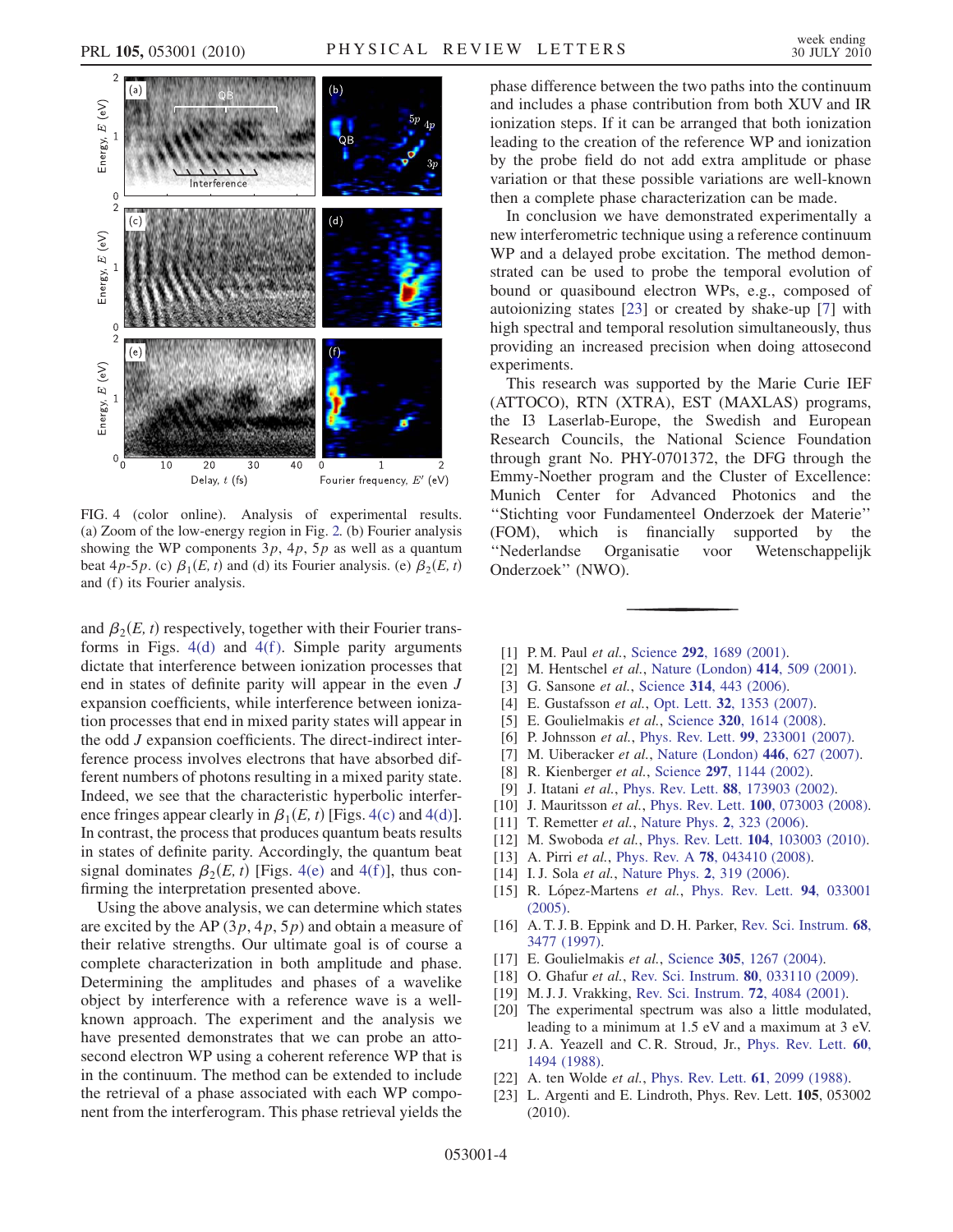(a) QB Interference

(b) 5p 4p QB 3p

(c)

(d)

(e)

(f)

Energy, $E$ (eV)

Delay, $t$ (fs)

Fourier frequency, $E'$ (eV)

0 10 20 30 40

0 1 2

FIG. 4 (color online). Analysis of experimental results. (a) Zoom of the low-energy region in Fig. 2. (b) Fourier analysis showing the WP components $3p$, $4p$, $5p$ as well as a quantum beat $4p$-$5p$. (c) $\beta_1(E, t)$ and (d) its Fourier analysis. (e) $\beta_2(E, t)$ and (f) its Fourier analysis.

and $\beta_2(E, t)$ respectively, together with their Fourier transforms in Figs. 4(d) and 4(f). Simple parity arguments dictate that interference between ionization processes that end in states of definite parity will appear in the even $J$ expansion coefficients, while interference between ionization processes that end in mixed parity states will appear in the odd $J$ expansion coefficients. The direct-indirect interference process involves electrons that have absorbed different numbers of photons resulting in a mixed parity state. Indeed, we see that the characteristic hyperbolic interference fringes appear clearly in $\beta_1(E, t)$ [Figs. 4(c) and 4(d)]. In contrast, the process that produces quantum beats results in states of definite parity. Accordingly, the quantum beat signal dominates $\beta_2(E, t)$ [Figs. 4(e) and 4(f)], thus confirming the interpretation presented above.

Using the above analysis, we can determine which states are excited by the AP ($3p$, $4p$, $5p$) and obtain a measure of their relative strengths. Our ultimate goal is of course a complete characterization in both amplitude and phase. Determining the amplitudes and phases of a wavelike object by interference with a reference wave is a well-known approach. The experiment and the analysis we have presented demonstrates that we can probe an attosecond electron WP using a coherent reference WP that is in the continuum. The method can be extended to include the retrieval of a phase associated with each WP component from the interferogram. This phase retrieval yields the phase difference between the two paths into the continuum and includes a phase contribution from both XUV and IR ionization steps. If it can be arranged that both ionization leading to the creation of the reference WP and ionization by the probe field do not add extra amplitude or phase variation or that these possible variations are well-known then a complete phase characterization can be made.

In conclusion we have demonstrated experimentally a new interferometric technique using a reference continuum WP and a delayed probe excitation. The method demonstrated can be used to probe the temporal evolution of bound or quasibound electron WPs, e.g., composed of autoionizing states [23] or created by shake-up [7] with high spectral and temporal resolution simultaneously, thus providing an increased precision when doing attosecond experiments.

This research was supported by the Marie Curie IEF (ATTOCO), RTN (XTRA), EST (MAXLAS) programs, the I3 Laserlab-Europe, the Swedish and European Research Councils, the National Science Foundation through grant No. PHY-0701372, the DFG through the Emmy-Noether program and the Cluster of Excellence: Munich Center for Advanced Photonics and the ''Stichting voor Fundamenteel Onderzoek der Materie'' (FOM), which is financially supported by the ''Nederlandse Organisatie voor Wetenschappelijk Onderzoek'' (NWO).

---

[1] P. M. Paul *et al.*, Science **292**, 1689 (2001).
[2] M. Hentschel *et al.*, Nature (London) **414**, 509 (2001).
[3] G. Sansone *et al.*, Science **314**, 443 (2006).
[4] E. Gustafsson *et al.*, Opt. Lett. **32**, 1353 (2007).
[5] E. Goulielmakis *et al.*, Science **320**, 1614 (2008).
[6] P. Johnsson *et al.*, Phys. Rev. Lett. **99**, 233001 (2007).
[7] M. Uiberacker *et al.*, Nature (London) **446**, 627 (2007).
[8] R. Kienberger *et al.*, Science **297**, 1144 (2002).
[9] J. Itatani *et al.*, Phys. Rev. Lett. **88**, 173903 (2002).
[10] J. Mauritsson *et al.*, Phys. Rev. Lett. **100**, 073003 (2008).
[11] T. Remetter *et al.*, Nature Phys. **2**, 323 (2006).
[12] M. Swoboda *et al.*, Phys. Rev. Lett. **104**, 103003 (2010).
[13] A. Pirri *et al.*, Phys. Rev. A **78**, 043410 (2008).
[14] I. J. Sola *et al.*, Nature Phys. **2**, 319 (2006).
[15] R. López-Martens *et al.*, Phys. Rev. Lett. **94**, 033001 (2005).
[16] A. T. J. B. Eppink and D. H. Parker, Rev. Sci. Instrum. **68**, 3477 (1997).
[17] E. Goulielmakis *et al.*, Science **305**, 1267 (2004).
[18] O. Ghafur *et al.*, Rev. Sci. Instrum. **80**, 033110 (2009).
[19] M. J. J. Vrakking, Rev. Sci. Instrum. **72**, 4084 (2001).
[20] The experimental spectrum was also a little modulated, leading to a minimum at 1.5 eV and a maximum at 3 eV.
[21] J. A. Yeazell and C. R. Stroud, Jr., Phys. Rev. Lett. **60**, 1494 (1988).
[22] A. ten Wolde *et al.*, Phys. Rev. Lett. **61**, 2099 (1988).
[23] L. Argenti and E. Lindroth, Phys. Rev. Lett. **105**, 053002 (2010).